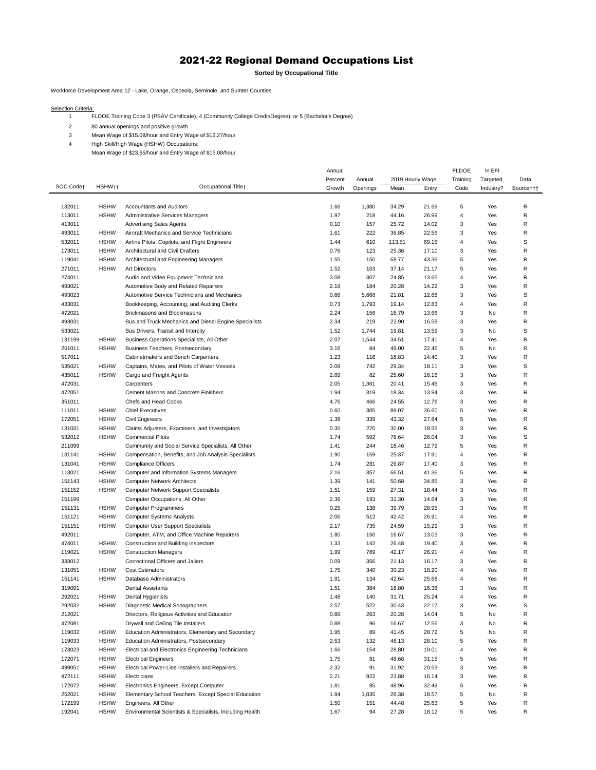# 2021-22 Regional Demand Occupations List

**Sorted by Occupational Title**

Workforce Development Area 12 - Lake, Orange, Osceola, Seminole, and Sumter Counties

Selection Criteria:

1. FLDOE Training Code 3 (PSAV Certificate), 4 (Community College Credit/Degree), or 5 (Bachelor's Degree)
2. 80 annual openings and positive growth
3. Mean Wage of $15.08/hour and Entry Wage of $12.27/hour
4. High Skill/High Wage (HSHW) Occupations:
   Mean Wage of $23.65/hour and Entry Wage of $15.08/hour

| SOC Code† | HSHW†† | Occupational Title† | Annual Percent Growth | Annual Openings | 2019 Hourly Wage Mean | 2019 Hourly Wage Entry | FLDOE Training Code | In EFI Targeted Industry? | Data Source††† |
|---|---|---|---|---|---|---|---|---|---|
| 132011 | HSHW | Accountants and Auditors | 1.66 | 1,380 | 34.29 | 21.69 | 5 | Yes | R |
| 113011 | HSHW | Administrative Services Managers | 1.97 | 218 | 44.16 | 26.99 | 4 | Yes | R |
| 413011 | | Advertising Sales Agents | 0.10 | 157 | 25.72 | 14.02 | 3 | Yes | R |
| 493011 | HSHW | Aircraft Mechanics and Service Technicians | 1.61 | 222 | 36.85 | 22.56 | 3 | Yes | R |
| 532011 | HSHW | Airline Pilots, Copilots, and Flight Engineers | 1.44 | 610 | 113.51 | 69.15 | 4 | Yes | S |
| 173011 | HSHW | Architectural and Civil Drafters | 0.76 | 123 | 25.36 | 17.10 | 3 | Yes | R |
| 119041 | HSHW | Architectural and Engineering Managers | 1.55 | 150 | 68.77 | 43.36 | 5 | Yes | R |
| 271011 | HSHW | Art Directors | 1.52 | 103 | 37.14 | 21.17 | 5 | Yes | R |
| 274011 | | Audio and Video Equipment Technicians | 3.08 | 307 | 24.85 | 13.65 | 4 | Yes | R |
| 493021 | | Automotive Body and Related Repairers | 2.19 | 184 | 20.28 | 14.22 | 3 | Yes | R |
| 493023 | | Automotive Service Technicians and Mechanics | 0.66 | 5,668 | 21.81 | 12.68 | 3 | Yes | S |
| 433031 | | Bookkeeping, Accounting, and Auditing Clerks | 0.73 | 1,793 | 19.14 | 12.83 | 4 | Yes | R |
| 472021 | | Brickmasons and Blockmasons | 2.24 | 156 | 18.79 | 13.66 | 3 | No | R |
| 493031 | | Bus and Truck Mechanics and Diesel Engine Specialists | 2.34 | 219 | 22.90 | 16.58 | 3 | Yes | R |
| 533021 | | Bus Drivers, Transit and Intercity | 1.52 | 1,744 | 19.81 | 13.59 | 3 | No | S |
| 131199 | HSHW | Business Operations Specialists, All Other | 2.07 | 1,544 | 34.51 | 17.41 | 4 | Yes | R |
| 251011 | HSHW | Business Teachers, Postsecondary | 3.16 | 84 | 49.00 | 22.45 | 5 | No | R |
| 517011 | | Cabinetmakers and Bench Carpenters | 1.23 | 116 | 18.83 | 14.40 | 3 | Yes | R |
| 535021 | HSHW | Captains, Mates, and Pilots of Water Vessels | 2.09 | 742 | 29.34 | 18.11 | 3 | Yes | S |
| 435011 | HSHW | Cargo and Freight Agents | 2.89 | 82 | 25.60 | 16.16 | 3 | Yes | R |
| 472031 | | Carpenters | 2.05 | 1,361 | 20.41 | 15.46 | 3 | Yes | R |
| 472051 | | Cement Masons and Concrete Finishers | 1.94 | 319 | 18.34 | 13.94 | 3 | Yes | R |
| 351011 | | Chefs and Head Cooks | 4.76 | 466 | 24.55 | 12.76 | 3 | Yes | R |
| 111011 | HSHW | Chief Executives | 0.60 | 305 | 89.07 | 36.60 | 5 | Yes | R |
| 172051 | HSHW | Civil Engineers | 1.38 | 339 | 43.32 | 27.84 | 5 | Yes | R |
| 131031 | HSHW | Claims Adjusters, Examiners, and Investigators | 0.35 | 270 | 30.00 | 18.55 | 3 | Yes | R |
| 532012 | HSHW | Commercial Pilots | 1.74 | 592 | 78.64 | 26.04 | 3 | Yes | S |
| 211099 | | Community and Social Service Specialists, All Other | 1.41 | 244 | 18.46 | 12.79 | 5 | Yes | R |
| 131141 | HSHW | Compensation, Benefits, and Job Analysis Specialists | 1.90 | 159 | 25.37 | 17.91 | 4 | Yes | R |
| 131041 | HSHW | Compliance Officers | 1.74 | 281 | 29.87 | 17.40 | 3 | Yes | R |
| 113021 | HSHW | Computer and Information Systems Managers | 2.16 | 357 | 66.51 | 41.36 | 5 | Yes | R |
| 151143 | HSHW | Computer Network Architects | 1.39 | 141 | 50.68 | 34.85 | 3 | Yes | R |
| 151152 | HSHW | Computer Network Support Specialists | 1.51 | 159 | 27.31 | 18.44 | 3 | Yes | R |
| 151199 | | Computer Occupations, All Other | 2.36 | 193 | 31.30 | 14.64 | 3 | Yes | R |
| 151131 | HSHW | Computer Programmers | 0.25 | 138 | 39.79 | 28.95 | 3 | Yes | R |
| 151121 | HSHW | Computer Systems Analysts | 2.06 | 512 | 42.42 | 26.91 | 4 | Yes | R |
| 151151 | HSHW | Computer User Support Specialists | 2.17 | 735 | 24.59 | 15.29 | 3 | Yes | R |
| 492011 | | Computer, ATM, and Office Machine Repairers | 1.80 | 150 | 16.67 | 13.03 | 3 | Yes | R |
| 474011 | HSHW | Construction and Building Inspectors | 1.33 | 142 | 26.48 | 19.40 | 3 | Yes | R |
| 119021 | HSHW | Construction Managers | 1.99 | 769 | 42.17 | 26.91 | 4 | Yes | R |
| 333012 | | Correctional Officers and Jailers | 0.09 | 356 | 21.13 | 16.17 | 3 | Yes | R |
| 131051 | HSHW | Cost Estimators | 1.75 | 340 | 30.23 | 18.20 | 4 | Yes | R |
| 151141 | HSHW | Database Administrators | 1.91 | 134 | 42.64 | 25.68 | 4 | Yes | R |
| 319091 | | Dental Assistants | 1.51 | 384 | 18.80 | 16.36 | 3 | Yes | R |
| 292021 | HSHW | Dental Hygienists | 1.48 | 140 | 31.71 | 25.24 | 4 | Yes | R |
| 292032 | HSHW | Diagnostic Medical Sonographers | 2.57 | 522 | 30.43 | 22.17 | 3 | Yes | S |
| 212021 | | Directors, Religious Activities and Education | 0.89 | 263 | 20.28 | 14.04 | 5 | No | R |
| 472081 | | Drywall and Ceiling Tile Installers | 0.88 | 96 | 16.67 | 12.56 | 3 | No | R |
| 119032 | HSHW | Education Administrators, Elementary and Secondary | 1.95 | 89 | 41.45 | 28.72 | 5 | No | R |
| 119033 | HSHW | Education Administrators, Postsecondary | 2.53 | 132 | 46.13 | 28.10 | 5 | Yes | R |
| 173023 | HSHW | Electrical and Electronics Engineering Technicians | 1.66 | 154 | 28.80 | 19.01 | 4 | Yes | R |
| 172071 | HSHW | Electrical Engineers | 1.75 | 81 | 48.68 | 31.15 | 5 | Yes | R |
| 499051 | HSHW | Electrical Power-Line Installers and Repairers | 2.32 | 91 | 31.92 | 20.53 | 3 | Yes | R |
| 472111 | HSHW | Electricians | 2.21 | 922 | 23.88 | 16.14 | 3 | Yes | R |
| 172072 | HSHW | Electronics Engineers, Except Computer | 1.81 | 85 | 48.96 | 32.49 | 5 | Yes | R |
| 252021 | HSHW | Elementary School Teachers, Except Special Education | 1.94 | 1,035 | 26.38 | 18.57 | 5 | No | R |
| 172199 | HSHW | Engineers, All Other | 1.50 | 151 | 44.48 | 25.83 | 5 | Yes | R |
| 192041 | HSHW | Environmental Scientists & Specialists, Including Health | 1.67 | 94 | 27.28 | 18.12 | 5 | Yes | R |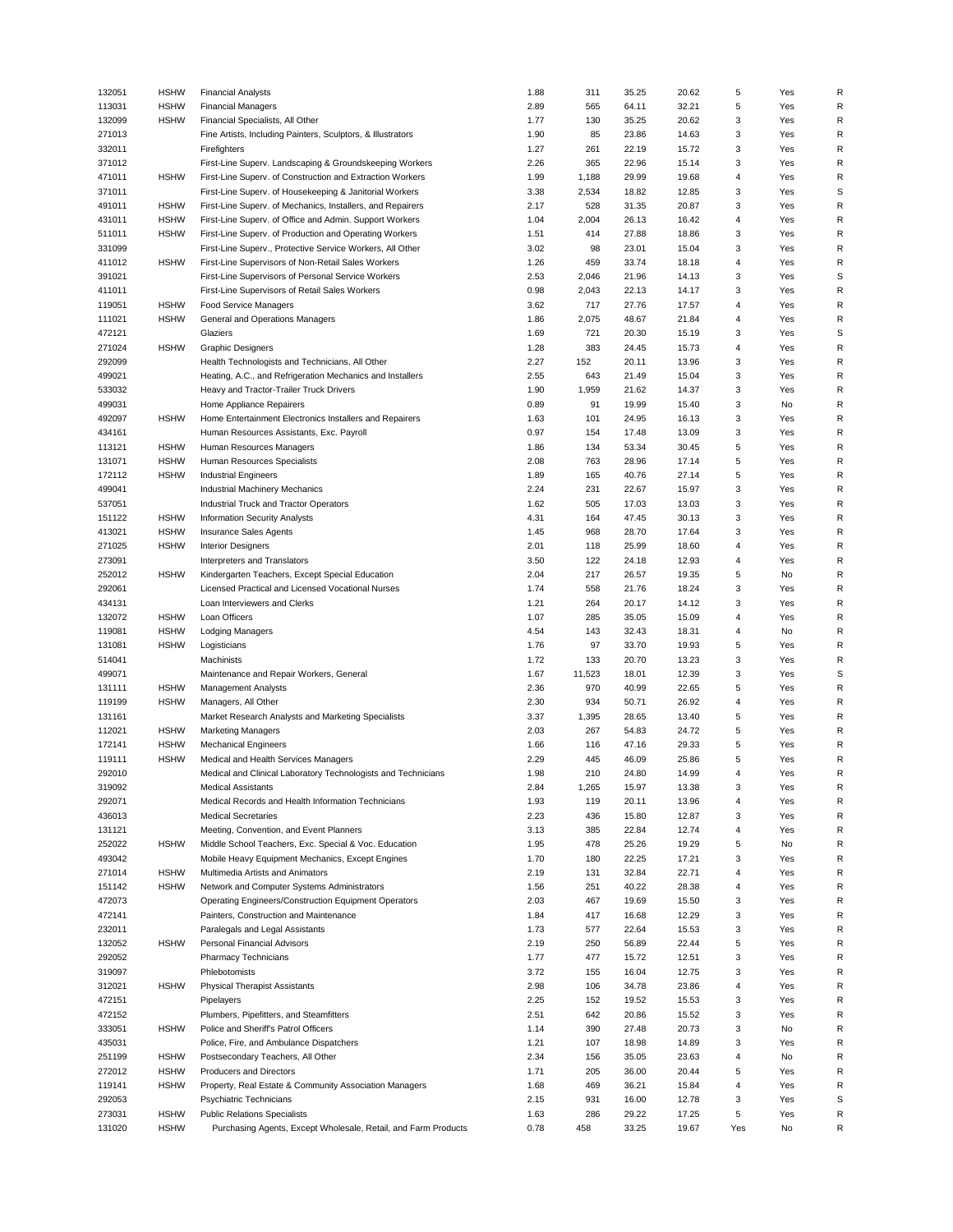| | | | | | | | | | |
|---|---|---|---|---|---|---|---|---|---|
| 132051 | HSHW | Financial Analysts | 1.88 | 311 | 35.25 | 20.62 | 5 | Yes | R |
| 113031 | HSHW | Financial Managers | 2.89 | 565 | 64.11 | 32.21 | 5 | Yes | R |
| 132099 | HSHW | Financial Specialists, All Other | 1.77 | 130 | 35.25 | 20.62 | 3 | Yes | R |
| 271013 | | Fine Artists, Including Painters, Sculptors, & Illustrators | 1.90 | 85 | 23.86 | 14.63 | 3 | Yes | R |
| 332011 | | Firefighters | 1.27 | 261 | 22.19 | 15.72 | 3 | Yes | R |
| 371012 | | First-Line Superv. Landscaping & Groundskeeping Workers | 2.26 | 365 | 22.96 | 15.14 | 3 | Yes | R |
| 471011 | HSHW | First-Line Superv. of Construction and Extraction Workers | 1.99 | 1,188 | 29.99 | 19.68 | 4 | Yes | R |
| 371011 | | First-Line Superv. of Housekeeping & Janitorial Workers | 3.38 | 2,534 | 18.82 | 12.85 | 3 | Yes | S |
| 491011 | HSHW | First-Line Superv. of Mechanics, Installers, and Repairers | 2.17 | 528 | 31.35 | 20.87 | 3 | Yes | R |
| 431011 | HSHW | First-Line Superv. of Office and Admin. Support Workers | 1.04 | 2,004 | 26.13 | 16.42 | 4 | Yes | R |
| 511011 | HSHW | First-Line Superv. of Production and Operating Workers | 1.51 | 414 | 27.88 | 18.86 | 3 | Yes | R |
| 331099 | | First-Line Superv., Protective Service Workers, All Other | 3.02 | 98 | 23.01 | 15.04 | 3 | Yes | R |
| 411012 | HSHW | First-Line Supervisors of Non-Retail Sales Workers | 1.26 | 459 | 33.74 | 18.18 | 4 | Yes | R |
| 391021 | | First-Line Supervisors of Personal Service Workers | 2.53 | 2,046 | 21.96 | 14.13 | 3 | Yes | S |
| 411011 | | First-Line Supervisors of Retail Sales Workers | 0.98 | 2,043 | 22.13 | 14.17 | 3 | Yes | R |
| 119051 | HSHW | Food Service Managers | 3.62 | 717 | 27.76 | 17.57 | 4 | Yes | R |
| 111021 | HSHW | General and Operations Managers | 1.86 | 2,075 | 48.67 | 21.84 | 4 | Yes | R |
| 472121 | | Glaziers | 1.69 | 721 | 20.30 | 15.19 | 3 | Yes | S |
| 271024 | HSHW | Graphic Designers | 1.28 | 383 | 24.45 | 15.73 | 4 | Yes | R |
| 292099 | | Health Technologists and Technicians, All Other | 2.27 | 152 | 20.11 | 13.96 | 3 | Yes | R |
| 499021 | | Heating, A.C., and Refrigeration Mechanics and Installers | 2.55 | 643 | 21.49 | 15.04 | 3 | Yes | R |
| 533032 | | Heavy and Tractor-Trailer Truck Drivers | 1.90 | 1,959 | 21.62 | 14.37 | 3 | Yes | R |
| 499031 | | Home Appliance Repairers | 0.89 | 91 | 19.99 | 15.40 | 3 | No | R |
| 492097 | HSHW | Home Entertainment Electronics Installers and Repairers | 1.63 | 101 | 24.95 | 16.13 | 3 | Yes | R |
| 434161 | | Human Resources Assistants, Exc. Payroll | 0.97 | 154 | 17.48 | 13.09 | 3 | Yes | R |
| 113121 | HSHW | Human Resources Managers | 1.86 | 134 | 53.34 | 30.45 | 5 | Yes | R |
| 131071 | HSHW | Human Resources Specialists | 2.08 | 763 | 28.96 | 17.14 | 5 | Yes | R |
| 172112 | HSHW | Industrial Engineers | 1.89 | 165 | 40.76 | 27.14 | 5 | Yes | R |
| 499041 | | Industrial Machinery Mechanics | 2.24 | 231 | 22.67 | 15.97 | 3 | Yes | R |
| 537051 | | Industrial Truck and Tractor Operators | 1.62 | 505 | 17.03 | 13.03 | 3 | Yes | R |
| 151122 | HSHW | Information Security Analysts | 4.31 | 164 | 47.45 | 30.13 | 3 | Yes | R |
| 413021 | HSHW | Insurance Sales Agents | 1.45 | 968 | 28.70 | 17.64 | 3 | Yes | R |
| 271025 | HSHW | Interior Designers | 2.01 | 118 | 25.99 | 18.60 | 4 | Yes | R |
| 273091 | | Interpreters and Translators | 3.50 | 122 | 24.18 | 12.93 | 4 | Yes | R |
| 252012 | HSHW | Kindergarten Teachers, Except Special Education | 2.04 | 217 | 26.57 | 19.35 | 5 | No | R |
| 292061 | | Licensed Practical and Licensed Vocational Nurses | 1.74 | 558 | 21.76 | 18.24 | 3 | Yes | R |
| 434131 | | Loan Interviewers and Clerks | 1.21 | 264 | 20.17 | 14.12 | 3 | Yes | R |
| 132072 | HSHW | Loan Officers | 1.07 | 285 | 35.05 | 15.09 | 4 | Yes | R |
| 119081 | HSHW | Lodging Managers | 4.54 | 143 | 32.43 | 18.31 | 4 | No | R |
| 131081 | HSHW | Logisticians | 1.76 | 97 | 33.70 | 19.93 | 5 | Yes | R |
| 514041 | | Machinists | 1.72 | 133 | 20.70 | 13.23 | 3 | Yes | R |
| 499071 | | Maintenance and Repair Workers, General | 1.67 | 11,523 | 18.01 | 12.39 | 3 | Yes | S |
| 131111 | HSHW | Management Analysts | 2.36 | 970 | 40.99 | 22.65 | 5 | Yes | R |
| 119199 | HSHW | Managers, All Other | 2.30 | 934 | 50.71 | 26.92 | 4 | Yes | R |
| 131161 | | Market Research Analysts and Marketing Specialists | 3.37 | 1,395 | 28.65 | 13.40 | 5 | Yes | R |
| 112021 | HSHW | Marketing Managers | 2.03 | 267 | 54.83 | 24.72 | 5 | Yes | R |
| 172141 | HSHW | Mechanical Engineers | 1.66 | 116 | 47.16 | 29.33 | 5 | Yes | R |
| 119111 | HSHW | Medical and Health Services Managers | 2.29 | 445 | 46.09 | 25.86 | 5 | Yes | R |
| 292010 | | Medical and Clinical Laboratory Technologists and Technicians | 1.98 | 210 | 24.80 | 14.99 | 4 | Yes | R |
| 319092 | | Medical Assistants | 2.84 | 1,265 | 15.97 | 13.38 | 3 | Yes | R |
| 292071 | | Medical Records and Health Information Technicians | 1.93 | 119 | 20.11 | 13.96 | 4 | Yes | R |
| 436013 | | Medical Secretaries | 2.23 | 436 | 15.80 | 12.87 | 3 | Yes | R |
| 131121 | | Meeting, Convention, and Event Planners | 3.13 | 385 | 22.84 | 12.74 | 4 | Yes | R |
| 252022 | HSHW | Middle School Teachers, Exc. Special & Voc. Education | 1.95 | 478 | 25.26 | 19.29 | 5 | No | R |
| 493042 | | Mobile Heavy Equipment Mechanics, Except Engines | 1.70 | 180 | 22.25 | 17.21 | 3 | Yes | R |
| 271014 | HSHW | Multimedia Artists and Animators | 2.19 | 131 | 32.84 | 22.71 | 4 | Yes | R |
| 151142 | HSHW | Network and Computer Systems Administrators | 1.56 | 251 | 40.22 | 28.38 | 4 | Yes | R |
| 472073 | | Operating Engineers/Construction Equipment Operators | 2.03 | 467 | 19.69 | 15.50 | 3 | Yes | R |
| 472141 | | Painters, Construction and Maintenance | 1.84 | 417 | 16.68 | 12.29 | 3 | Yes | R |
| 232011 | | Paralegals and Legal Assistants | 1.73 | 577 | 22.64 | 15.53 | 3 | Yes | R |
| 132052 | HSHW | Personal Financial Advisors | 2.19 | 250 | 56.89 | 22.44 | 5 | Yes | R |
| 292052 | | Pharmacy Technicians | 1.77 | 477 | 15.72 | 12.51 | 3 | Yes | R |
| 319097 | | Phlebotomists | 3.72 | 155 | 16.04 | 12.75 | 3 | Yes | R |
| 312021 | HSHW | Physical Therapist Assistants | 2.98 | 106 | 34.78 | 23.86 | 4 | Yes | R |
| 472151 | | Pipelayers | 2.25 | 152 | 19.52 | 15.53 | 3 | Yes | R |
| 472152 | | Plumbers, Pipefitters, and Steamfitters | 2.51 | 642 | 20.86 | 15.52 | 3 | Yes | R |
| 333051 | HSHW | Police and Sheriff's Patrol Officers | 1.14 | 390 | 27.48 | 20.73 | 3 | No | R |
| 435031 | | Police, Fire, and Ambulance Dispatchers | 1.21 | 107 | 18.98 | 14.89 | 3 | Yes | R |
| 251199 | HSHW | Postsecondary Teachers, All Other | 2.34 | 156 | 35.05 | 23.63 | 4 | No | R |
| 272012 | HSHW | Producers and Directors | 1.71 | 205 | 36.00 | 20.44 | 5 | Yes | R |
| 119141 | HSHW | Property, Real Estate & Community Association Managers | 1.68 | 469 | 36.21 | 15.84 | 4 | Yes | R |
| 292053 | | Psychiatric Technicians | 2.15 | 931 | 16.00 | 12.78 | 3 | Yes | S |
| 273031 | HSHW | Public Relations Specialists | 1.63 | 286 | 29.22 | 17.25 | 5 | Yes | R |
| 131020 | HSHW | Purchasing Agents, Except Wholesale, Retail, and Farm Products | 0.78 | 458 | 33.25 | 19.67 | Yes | No | R |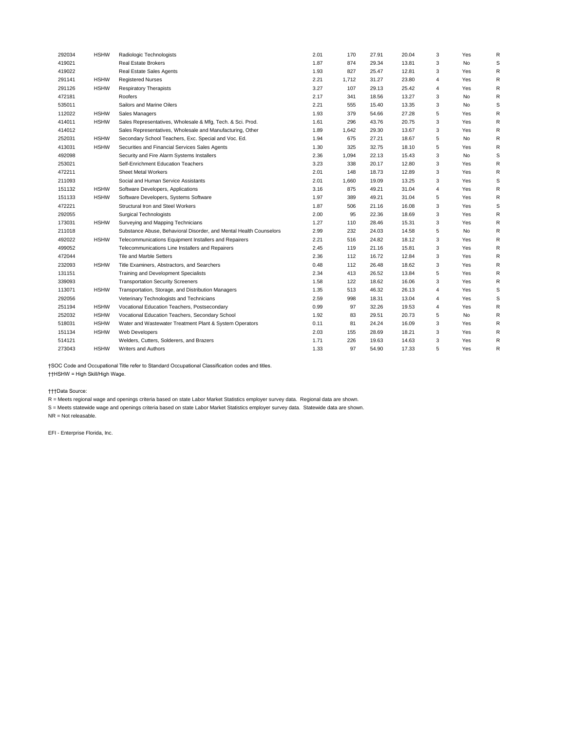| | | | | | | | | | |
|---|---|---|---|---|---|---|---|---|---|
| 292034 | HSHW | Radiologic Technologists | 2.01 | 170 | 27.91 | 20.04 | 3 | Yes | R |
| 419021 | | Real Estate Brokers | 1.87 | 874 | 29.34 | 13.81 | 3 | No | S |
| 419022 | | Real Estate Sales Agents | 1.93 | 827 | 25.47 | 12.81 | 3 | Yes | R |
| 291141 | HSHW | Registered Nurses | 2.21 | 1,712 | 31.27 | 23.80 | 4 | Yes | R |
| 291126 | HSHW | Respiratory Therapists | 3.27 | 107 | 29.13 | 25.42 | 4 | Yes | R |
| 472181 | | Roofers | 2.17 | 341 | 18.56 | 13.27 | 3 | No | R |
| 535011 | | Sailors and Marine Oilers | 2.21 | 555 | 15.40 | 13.35 | 3 | No | S |
| 112022 | HSHW | Sales Managers | 1.93 | 379 | 54.66 | 27.28 | 5 | Yes | R |
| 414011 | HSHW | Sales Representatives, Wholesale & Mfg, Tech. & Sci. Prod. | 1.61 | 296 | 43.76 | 20.75 | 3 | Yes | R |
| 414012 | | Sales Representatives, Wholesale and Manufacturing, Other | 1.89 | 1,642 | 29.30 | 13.67 | 3 | Yes | R |
| 252031 | HSHW | Secondary School Teachers, Exc. Special and Voc. Ed. | 1.94 | 675 | 27.21 | 18.67 | 5 | No | R |
| 413031 | HSHW | Securities and Financial Services Sales Agents | 1.30 | 325 | 32.75 | 18.10 | 5 | Yes | R |
| 492098 | | Security and Fire Alarm Systems Installers | 2.36 | 1,094 | 22.13 | 15.43 | 3 | No | S |
| 253021 | | Self-Enrichment Education Teachers | 3.23 | 338 | 20.17 | 12.80 | 3 | Yes | R |
| 472211 | | Sheet Metal Workers | 2.01 | 148 | 18.73 | 12.89 | 3 | Yes | R |
| 211093 | | Social and Human Service Assistants | 2.01 | 1,660 | 19.09 | 13.25 | 3 | Yes | S |
| 151132 | HSHW | Software Developers, Applications | 3.16 | 875 | 49.21 | 31.04 | 4 | Yes | R |
| 151133 | HSHW | Software Developers, Systems Software | 1.97 | 389 | 49.21 | 31.04 | 5 | Yes | R |
| 472221 | | Structural Iron and Steel Workers | 1.87 | 506 | 21.16 | 16.08 | 3 | Yes | S |
| 292055 | | Surgical Technologists | 2.00 | 95 | 22.36 | 18.69 | 3 | Yes | R |
| 173031 | HSHW | Surveying and Mapping Technicians | 1.27 | 110 | 28.46 | 15.31 | 3 | Yes | R |
| 211018 | | Substance Abuse, Behavioral Disorder, and Mental Health Counselors | 2.99 | 232 | 24.03 | 14.58 | 5 | No | R |
| 492022 | HSHW | Telecommunications Equipment Installers and Repairers | 2.21 | 516 | 24.82 | 18.12 | 3 | Yes | R |
| 499052 | | Telecommunications Line Installers and Repairers | 2.45 | 119 | 21.16 | 15.81 | 3 | Yes | R |
| 472044 | | Tile and Marble Setters | 2.36 | 112 | 16.72 | 12.84 | 3 | Yes | R |
| 232093 | HSHW | Title Examiners, Abstractors, and Searchers | 0.48 | 112 | 26.48 | 18.62 | 3 | Yes | R |
| 131151 | | Training and Development Specialists | 2.34 | 413 | 26.52 | 13.84 | 5 | Yes | R |
| 339093 | | Transportation Security Screeners | 1.58 | 122 | 18.62 | 16.06 | 3 | Yes | R |
| 113071 | HSHW | Transportation, Storage, and Distribution Managers | 1.35 | 513 | 46.32 | 26.13 | 4 | Yes | S |
| 292056 | | Veterinary Technologists and Technicians | 2.59 | 998 | 18.31 | 13.04 | 4 | Yes | S |
| 251194 | HSHW | Vocational Education Teachers, Postsecondary | 0.99 | 97 | 32.26 | 19.53 | 4 | Yes | R |
| 252032 | HSHW | Vocational Education Teachers, Secondary School | 1.92 | 83 | 29.51 | 20.73 | 5 | No | R |
| 518031 | HSHW | Water and Wastewater Treatment Plant & System Operators | 0.11 | 81 | 24.24 | 16.09 | 3 | Yes | R |
| 151134 | HSHW | Web Developers | 2.03 | 155 | 28.69 | 18.21 | 3 | Yes | R |
| 514121 | | Welders, Cutters, Solderers, and Brazers | 1.71 | 226 | 19.63 | 14.63 | 3 | Yes | R |
| 273043 | HSHW | Writers and Authors | 1.33 | 97 | 54.90 | 17.33 | 5 | Yes | R |

†SOC Code and Occupational Title refer to Standard Occupational Classification codes and titles.

††HSHW = High Skill/High Wage.

†††Data Source:

R = Meets regional wage and openings criteria based on state Labor Market Statistics employer survey data. Regional data are shown.

S = Meets statewide wage and openings criteria based on state Labor Market Statistics employer survey data. Statewide data are shown.

NR = Not releasable.

EFI - Enterprise Florida, Inc.